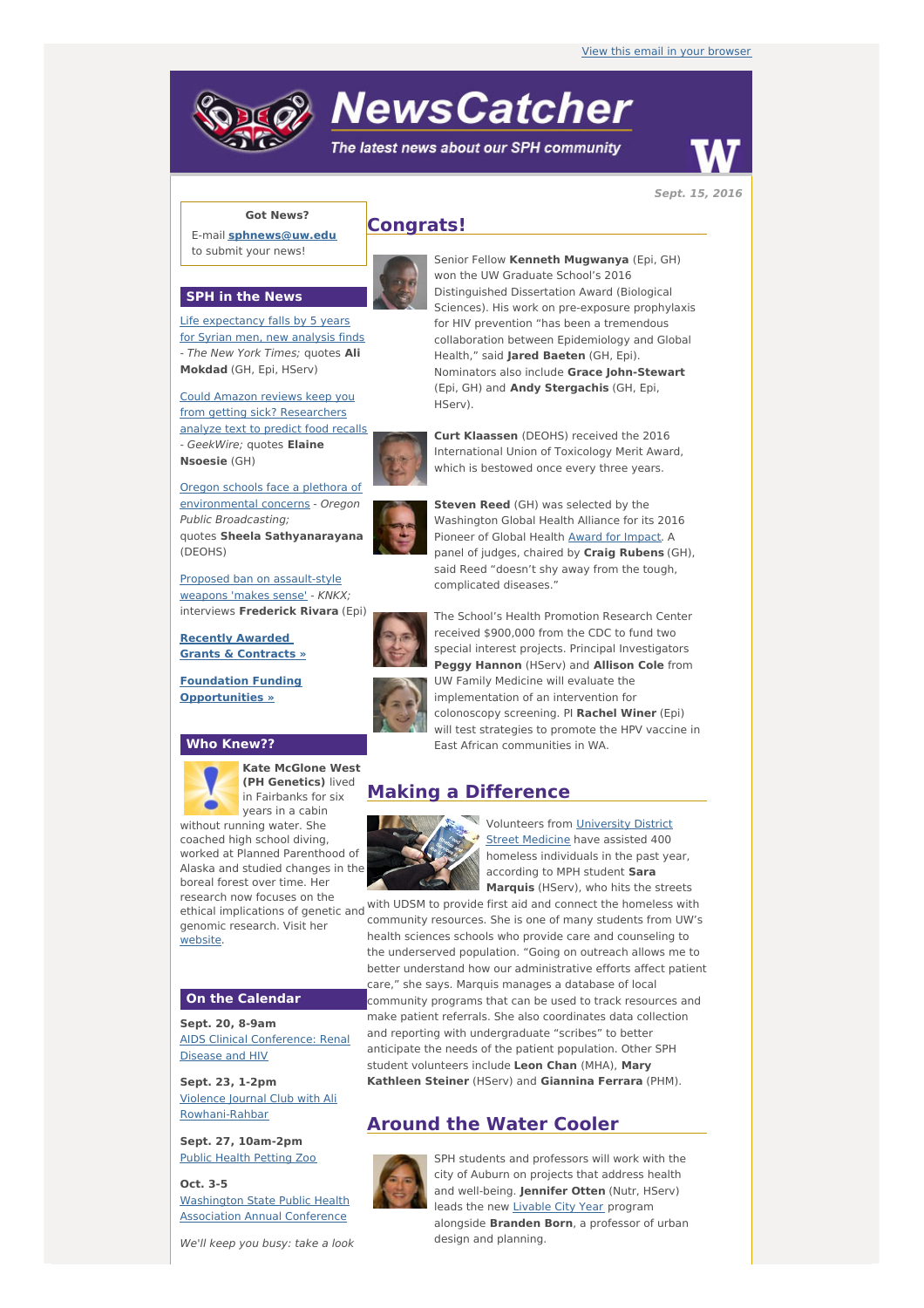View this email in your browser

# NewsCatcher

*The latest news about our SPH community*

**Sept. 15, 2016**

**Got News?**

E-mail **sphnews@uw.edu** to submit your news!

## SPH in the News

Life expectancy falls by 5 years for Syrian men, new analysis finds - *The New York Times;* quotes **Ali Mokdad** (GH, Epi, HServ)

Could Amazon reviews keep you from getting sick? Researchers analyze text to predict food recalls - *GeekWire;* quotes **Elaine Nsoesie** (GH)

Oregon schools face a plethora of environmental concerns - *Oregon Public Broadcasting;* quotes **Sheela Sathyanarayana** (DEOHS)

Proposed ban on assault-style weapons 'makes sense' - *KNKX;* interviews **Frederick Rivara** (Epi)

**Recently Awarded Grants & Contracts »**

**Foundation Funding Opportunities »**

## Who Knew??

**Kate McGlone West (PH Genetics)** lived in Fairbanks for six years in a cabin without running water. She coached high school diving, worked at Planned Parenthood of Alaska and studied changes in the boreal forest over time. Her research now focuses on the ethical implications of genetic and genomic research. Visit her website.

## On the Calendar

**Sept. 20, 8-9am**
AIDS Clinical Conference: Renal Disease and HIV

**Sept. 23, 1-2pm**
Violence Journal Club with Ali Rowhani-Rahbar

**Sept. 27, 10am-2pm**
Public Health Petting Zoo

**Oct. 3-5**
Washington State Public Health Association Annual Conference

*We'll keep you busy: take a look*

## Congrats!

Senior Fellow **Kenneth Mugwanya** (Epi, GH) won the UW Graduate School's 2016 Distinguished Dissertation Award (Biological Sciences). His work on pre-exposure prophylaxis for HIV prevention "has been a tremendous collaboration between Epidemiology and Global Health," said **Jared Baeten** (GH, Epi). Nominators also include **Grace John-Stewart** (Epi, GH) and **Andy Stergachis** (GH, Epi, HServ).

**Curt Klaassen** (DEOHS) received the 2016 International Union of Toxicology Merit Award, which is bestowed once every three years.

**Steven Reed** (GH) was selected by the Washington Global Health Alliance for its 2016 Pioneer of Global Health Award for Impact. A panel of judges, chaired by **Craig Rubens** (GH), said Reed "doesn't shy away from the tough, complicated diseases."

The School's Health Promotion Research Center received $900,000 from the CDC to fund two special interest projects. Principal Investigators **Peggy Hannon** (HServ) and **Allison Cole** from UW Family Medicine will evaluate the implementation of an intervention for colonoscopy screening. PI **Rachel Winer** (Epi) will test strategies to promote the HPV vaccine in East African communities in WA.

## Making a Difference

Volunteers from University District Street Medicine have assisted 400 homeless individuals in the past year, according to MPH student **Sara Marquis** (HServ), who hits the streets with UDSM to provide first aid and connect the homeless with community resources. She is one of many students from UW's health sciences schools who provide care and counseling to the underserved population. "Going on outreach allows me to better understand how our administrative efforts affect patient care," she says. Marquis manages a database of local community programs that can be used to track resources and make patient referrals. She also coordinates data collection and reporting with undergraduate "scribes" to better anticipate the needs of the patient population. Other SPH student volunteers include **Leon Chan** (MHA), **Mary Kathleen Steiner** (HServ) and **Giannina Ferrara** (PHM).

## Around the Water Cooler

SPH students and professors will work with the city of Auburn on projects that address health and well-being. **Jennifer Otten** (Nutr, HServ) leads the new Livable City Year program alongside **Branden Born**, a professor of urban design and planning.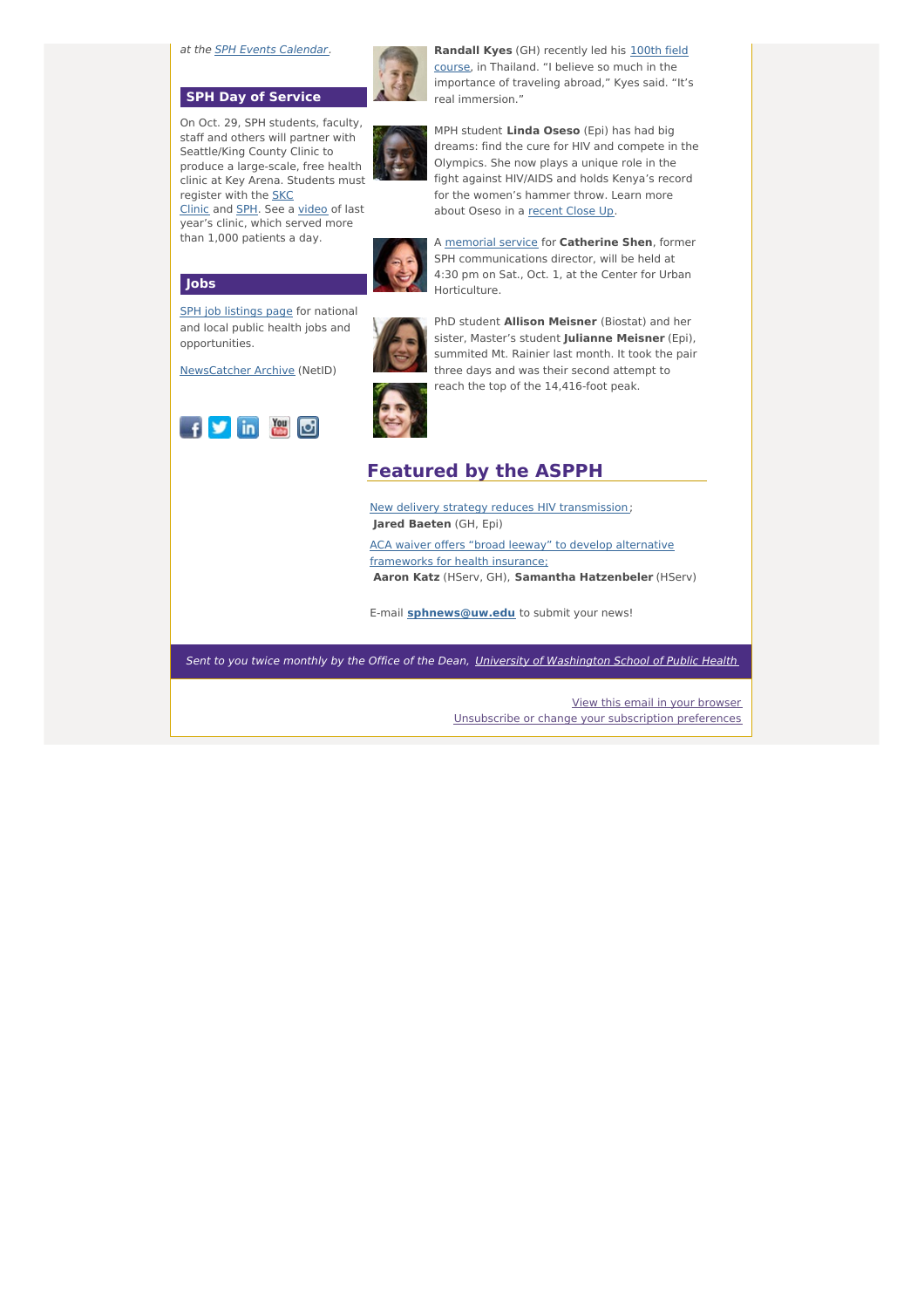*at the SPH Events Calendar.*

## SPH Day of Service

On Oct. 29, SPH students, faculty, staff and others will partner with Seattle/King County Clinic to produce a large-scale, free health clinic at Key Arena. Students must register with the SKC Clinic and SPH. See a video of last year's clinic, which served more than 1,000 patients a day.

## Jobs

SPH job listings page for national and local public health jobs and opportunities.

NewsCatcher Archive (NetID)

**Randall Kyes** (GH) recently led his 100th field course, in Thailand. "I believe so much in the importance of traveling abroad," Kyes said. "It's real immersion."

MPH student **Linda Oseso** (Epi) has had big dreams: find the cure for HIV and compete in the Olympics. She now plays a unique role in the fight against HIV/AIDS and holds Kenya's record for the women's hammer throw. Learn more about Oseso in a recent Close Up.

A memorial service for **Catherine Shen**, former SPH communications director, will be held at 4:30 pm on Sat., Oct. 1, at the Center for Urban Horticulture.

PhD student **Allison Meisner** (Biostat) and her sister, Master's student **Julianne Meisner** (Epi), summited Mt. Rainier last month. It took the pair three days and was their second attempt to reach the top of the 14,416-foot peak.

## Featured by the ASPPH

New delivery strategy reduces HIV transmission;
**Jared Baeten** (GH, Epi)

ACA waiver offers "broad leeway" to develop alternative frameworks for health insurance;
**Aaron Katz** (HServ, GH), **Samantha Hatzenbeler** (HServ)

E-mail **sphnews@uw.edu** to submit your news!

*Sent to you twice monthly by the Office of the Dean, University of Washington School of Public Health*

View this email in your browser
Unsubscribe or change your subscription preferences